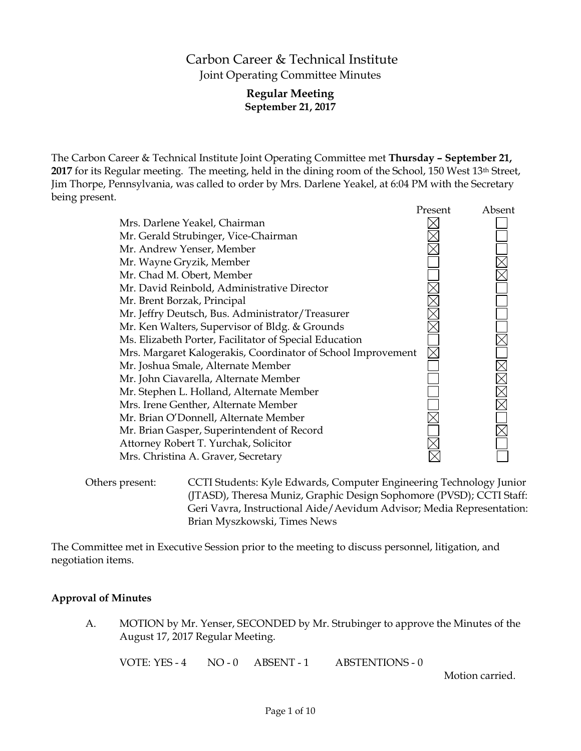# Carbon Career & Technical Institute

## Joint Operating Committee Minutes

### Regular Meeting
**September 21, 2017**

The Carbon Career & Technical Institute Joint Operating Committee met **Thursday – September 21, 2017** for its Regular meeting. The meeting, held in the dining room of the School, 150 West 13th Street, Jim Thorpe, Pennsylvania, was called to order by Mrs. Darlene Yeakel, at 6:04 PM with the Secretary being present.

| | Present | Absent |
|---|---|---|
| Mrs. Darlene Yeakel, Chairman | ☒ | ☐ |
| Mr. Gerald Strubinger, Vice-Chairman | ☒ | ☐ |
| Mr. Andrew Yenser, Member | ☒ | ☐ |
| Mr. Wayne Gryzik, Member | ☐ | ☒ |
| Mr. Chad M. Obert, Member | ☐ | ☒ |
| Mr. David Reinbold, Administrative Director | ☒ | ☐ |
| Mr. Brent Borzak, Principal | ☒ | ☐ |
| Mr. Jeffry Deutsch, Bus. Administrator/Treasurer | ☒ | ☐ |
| Mr. Ken Walters, Supervisor of Bldg. & Grounds | ☒ | ☐ |
| Ms. Elizabeth Porter, Facilitator of Special Education | ☐ | ☒ |
| Mrs. Margaret Kalogerakis, Coordinator of School Improvement | ☒ | ☐ |
| Mr. Joshua Smale, Alternate Member | ☐ | ☒ |
| Mr. John Ciavarella, Alternate Member | ☐ | ☒ |
| Mr. Stephen L. Holland, Alternate Member | ☐ | ☒ |
| Mrs. Irene Genther, Alternate Member | ☐ | ☒ |
| Mr. Brian O'Donnell, Alternate Member | ☒ | ☐ |
| Mr. Brian Gasper, Superintendent of Record | ☐ | ☒ |
| Attorney Robert T. Yurchak, Solicitor | ☒ | ☐ |
| Mrs. Christina A. Graver, Secretary | ☒ | ☐ |

Others present: CCTI Students: Kyle Edwards, Computer Engineering Technology Junior (JTASD), Theresa Muniz, Graphic Design Sophomore (PVSD); CCTI Staff: Geri Vavra, Instructional Aide/Aevidum Advisor; Media Representation: Brian Myszkowski, Times News

The Committee met in Executive Session prior to the meeting to discuss personnel, litigation, and negotiation items.

**Approval of Minutes**

A. MOTION by Mr. Yenser, SECONDED by Mr. Strubinger to approve the Minutes of the August 17, 2017 Regular Meeting.

VOTE: YES - 4 NO - 0 ABSENT - 1 ABSTENTIONS - 0

Motion carried.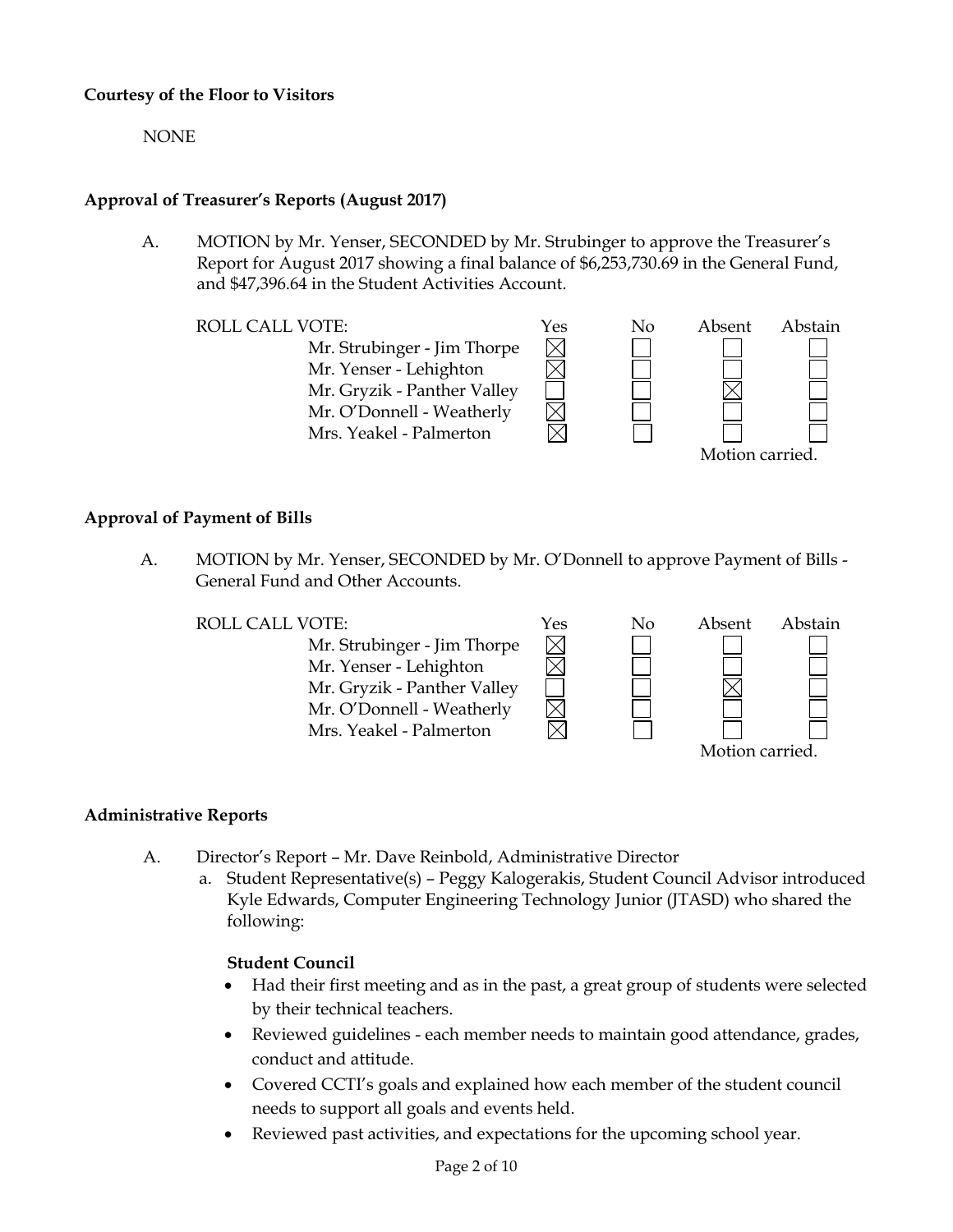**Courtesy of the Floor to Visitors**

NONE

**Approval of Treasurer's Reports (August 2017)**

A. MOTION by Mr. Yenser, SECONDED by Mr. Strubinger to approve the Treasurer's Report for August 2017 showing a final balance of $6,253,730.69 in the General Fund, and $47,396.64 in the Student Activities Account.

| ROLL CALL VOTE: | Yes | No | Absent | Abstain |
|---|---|---|---|---|
| Mr. Strubinger - Jim Thorpe | ☒ | ☐ | ☐ | ☐ |
| Mr. Yenser - Lehighton | ☒ | ☐ | ☐ | ☐ |
| Mr. Gryzik - Panther Valley | ☐ | ☐ | ☒ | ☐ |
| Mr. O'Donnell - Weatherly | ☒ | ☐ | ☐ | ☐ |
| Mrs. Yeakel - Palmerton | ☒ | ☐ | ☐ | ☐ |

Motion carried.

**Approval of Payment of Bills**

A. MOTION by Mr. Yenser, SECONDED by Mr. O'Donnell to approve Payment of Bills - General Fund and Other Accounts.

| ROLL CALL VOTE: | Yes | No | Absent | Abstain |
|---|---|---|---|---|
| Mr. Strubinger - Jim Thorpe | ☒ | ☐ | ☐ | ☐ |
| Mr. Yenser - Lehighton | ☒ | ☐ | ☐ | ☐ |
| Mr. Gryzik - Panther Valley | ☐ | ☐ | ☒ | ☐ |
| Mr. O'Donnell - Weatherly | ☒ | ☐ | ☐ | ☐ |
| Mrs. Yeakel - Palmerton | ☒ | ☐ | ☐ | ☐ |

Motion carried.

**Administrative Reports**

A. Director's Report – Mr. Dave Reinbold, Administrative Director

a. Student Representative(s) – Peggy Kalogerakis, Student Council Advisor introduced Kyle Edwards, Computer Engineering Technology Junior (JTASD) who shared the following:

**Student Council**

- Had their first meeting and as in the past, a great group of students were selected by their technical teachers.
- Reviewed guidelines - each member needs to maintain good attendance, grades, conduct and attitude.
- Covered CCTI's goals and explained how each member of the student council needs to support all goals and events held.
- Reviewed past activities, and expectations for the upcoming school year.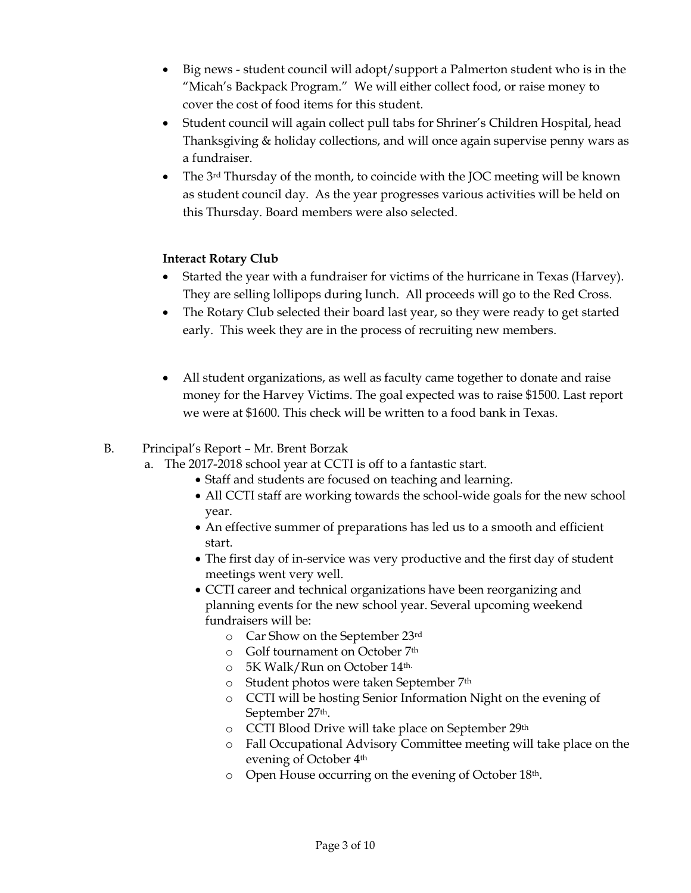- Big news - student council will adopt/support a Palmerton student who is in the "Micah's Backpack Program." We will either collect food, or raise money to cover the cost of food items for this student.
- Student council will again collect pull tabs for Shriner's Children Hospital, head Thanksgiving & holiday collections, and will once again supervise penny wars as a fundraiser.
- The 3rd Thursday of the month, to coincide with the JOC meeting will be known as student council day. As the year progresses various activities will be held on this Thursday. Board members were also selected.

**Interact Rotary Club**

- Started the year with a fundraiser for victims of the hurricane in Texas (Harvey). They are selling lollipops during lunch. All proceeds will go to the Red Cross.
- The Rotary Club selected their board last year, so they were ready to get started early. This week they are in the process of recruiting new members.

- All student organizations, as well as faculty came together to donate and raise money for the Harvey Victims. The goal expected was to raise $1500. Last report we were at $1600. This check will be written to a food bank in Texas.

B. Principal's Report – Mr. Brent Borzak

a. The 2017-2018 school year at CCTI is off to a fantastic start.
   - Staff and students are focused on teaching and learning.
   - All CCTI staff are working towards the school-wide goals for the new school year.
   - An effective summer of preparations has led us to a smooth and efficient start.
   - The first day of in-service was very productive and the first day of student meetings went very well.
   - CCTI career and technical organizations have been reorganizing and planning events for the new school year. Several upcoming weekend fundraisers will be:
     - Car Show on the September 23rd
     - Golf tournament on October 7th
     - 5K Walk/Run on October 14th.
     - Student photos were taken September 7th
     - CCTI will be hosting Senior Information Night on the evening of September 27th.
     - CCTI Blood Drive will take place on September 29th
     - Fall Occupational Advisory Committee meeting will take place on the evening of October 4th
     - Open House occurring on the evening of October 18th.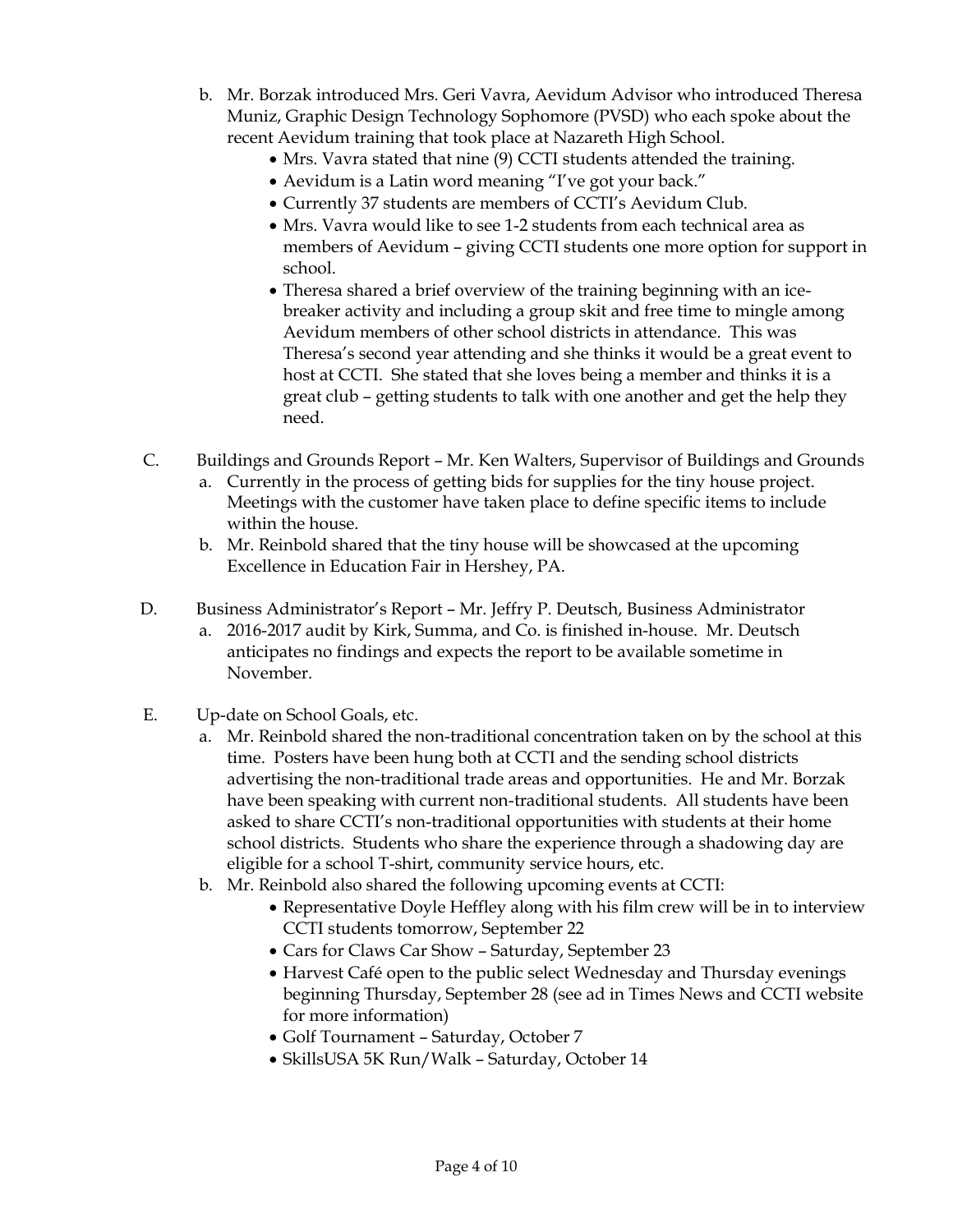b. Mr. Borzak introduced Mrs. Geri Vavra, Aevidum Advisor who introduced Theresa Muniz, Graphic Design Technology Sophomore (PVSD) who each spoke about the recent Aevidum training that took place at Nazareth High School.
   - Mrs. Vavra stated that nine (9) CCTI students attended the training.
   - Aevidum is a Latin word meaning "I've got your back."
   - Currently 37 students are members of CCTI's Aevidum Club.
   - Mrs. Vavra would like to see 1-2 students from each technical area as members of Aevidum – giving CCTI students one more option for support in school.
   - Theresa shared a brief overview of the training beginning with an ice-breaker activity and including a group skit and free time to mingle among Aevidum members of other school districts in attendance. This was Theresa's second year attending and she thinks it would be a great event to host at CCTI. She stated that she loves being a member and thinks it is a great club – getting students to talk with one another and get the help they need.

C. Buildings and Grounds Report – Mr. Ken Walters, Supervisor of Buildings and Grounds
   a. Currently in the process of getting bids for supplies for the tiny house project. Meetings with the customer have taken place to define specific items to include within the house.
   b. Mr. Reinbold shared that the tiny house will be showcased at the upcoming Excellence in Education Fair in Hershey, PA.

D. Business Administrator's Report – Mr. Jeffry P. Deutsch, Business Administrator
   a. 2016-2017 audit by Kirk, Summa, and Co. is finished in-house. Mr. Deutsch anticipates no findings and expects the report to be available sometime in November.

E. Up-date on School Goals, etc.
   a. Mr. Reinbold shared the non-traditional concentration taken on by the school at this time. Posters have been hung both at CCTI and the sending school districts advertising the non-traditional trade areas and opportunities. He and Mr. Borzak have been speaking with current non-traditional students. All students have been asked to share CCTI's non-traditional opportunities with students at their home school districts. Students who share the experience through a shadowing day are eligible for a school T-shirt, community service hours, etc.
   b. Mr. Reinbold also shared the following upcoming events at CCTI:
      - Representative Doyle Heffley along with his film crew will be in to interview CCTI students tomorrow, September 22
      - Cars for Claws Car Show – Saturday, September 23
      - Harvest Café open to the public select Wednesday and Thursday evenings beginning Thursday, September 28 (see ad in Times News and CCTI website for more information)
      - Golf Tournament – Saturday, October 7
      - SkillsUSA 5K Run/Walk – Saturday, October 14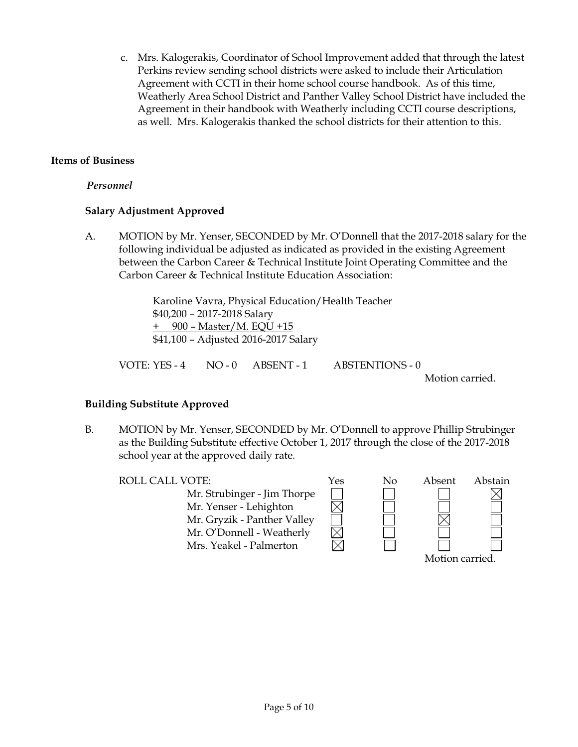c. Mrs. Kalogerakis, Coordinator of School Improvement added that through the latest Perkins review sending school districts were asked to include their Articulation Agreement with CCTI in their home school course handbook. As of this time, Weatherly Area School District and Panther Valley School District have included the Agreement in their handbook with Weatherly including CCTI course descriptions, as well. Mrs. Kalogerakis thanked the school districts for their attention to this.

## Items of Business

*Personnel*

### Salary Adjustment Approved

A. MOTION by Mr. Yenser, SECONDED by Mr. O'Donnell that the 2017-2018 salary for the following individual be adjusted as indicated as provided in the existing Agreement between the Carbon Career & Technical Institute Joint Operating Committee and the Carbon Career & Technical Institute Education Association:

Karoline Vavra, Physical Education/Health Teacher
$40,200 – 2017-2018 Salary
+ 900 – Master/M. EQU +15
$41,100 – Adjusted 2016-2017 Salary

VOTE: YES - 4 NO - 0 ABSENT - 1 ABSTENTIONS - 0

Motion carried.

### Building Substitute Approved

B. MOTION by Mr. Yenser, SECONDED by Mr. O'Donnell to approve Phillip Strubinger as the Building Substitute effective October 1, 2017 through the close of the 2017-2018 school year at the approved daily rate.

| ROLL CALL VOTE: | Yes | No | Absent | Abstain |
|---|---|---|---|---|
| Mr. Strubinger - Jim Thorpe | | | | X |
| Mr. Yenser - Lehighton | X | | | |
| Mr. Gryzik - Panther Valley | | | X | |
| Mr. O'Donnell - Weatherly | X | | | |
| Mrs. Yeakel - Palmerton | X | | | |

Motion carried.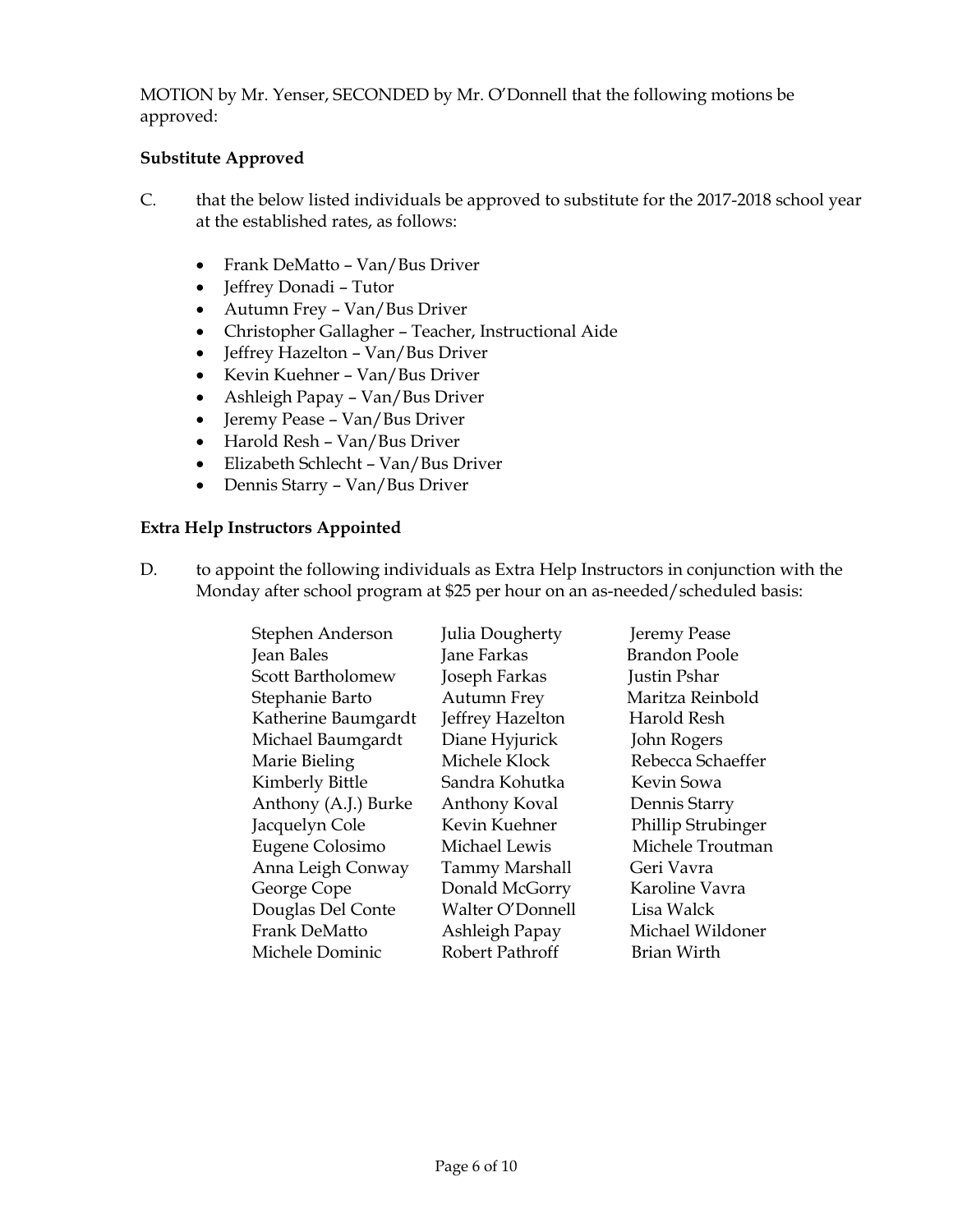MOTION by Mr. Yenser, SECONDED by Mr. O'Donnell that the following motions be approved:

**Substitute Approved**

C. that the below listed individuals be approved to substitute for the 2017-2018 school year at the established rates, as follows:

- Frank DeMatto – Van/Bus Driver
- Jeffrey Donadi – Tutor
- Autumn Frey – Van/Bus Driver
- Christopher Gallagher – Teacher, Instructional Aide
- Jeffrey Hazelton – Van/Bus Driver
- Kevin Kuehner – Van/Bus Driver
- Ashleigh Papay – Van/Bus Driver
- Jeremy Pease – Van/Bus Driver
- Harold Resh – Van/Bus Driver
- Elizabeth Schlecht – Van/Bus Driver
- Dennis Starry – Van/Bus Driver

**Extra Help Instructors Appointed**

D. to appoint the following individuals as Extra Help Instructors in conjunction with the Monday after school program at $25 per hour on an as-needed/scheduled basis:

Stephen Anderson
Jean Bales
Scott Bartholomew
Stephanie Barto
Katherine Baumgardt
Michael Baumgardt
Marie Bieling
Kimberly Bittle
Anthony (A.J.) Burke
Jacquelyn Cole
Eugene Colosimo
Anna Leigh Conway
George Cope
Douglas Del Conte
Frank DeMatto
Michele Dominic
Julia Dougherty
Jane Farkas
Joseph Farkas
Autumn Frey
Jeffrey Hazelton
Diane Hyjurick
Michele Klock
Sandra Kohutka
Anthony Koval
Kevin Kuehner
Michael Lewis
Tammy Marshall
Donald McGorry
Walter O'Donnell
Ashleigh Papay
Robert Pathroff
Jeremy Pease
Brandon Poole
Justin Pshar
Maritza Reinbold
Harold Resh
John Rogers
Rebecca Schaeffer
Kevin Sowa
Dennis Starry
Phillip Strubinger
Michele Troutman
Geri Vavra
Karoline Vavra
Lisa Walck
Michael Wildoner
Brian Wirth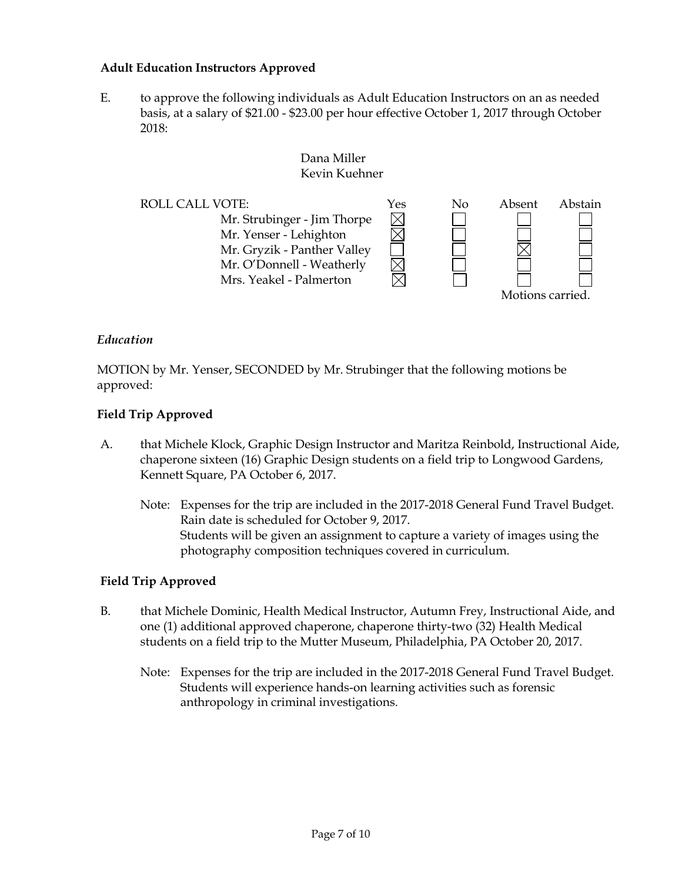**Adult Education Instructors Approved**

E. to approve the following individuals as Adult Education Instructors on an as needed basis, at a salary of $21.00 - $23.00 per hour effective October 1, 2017 through October 2018:

Dana Miller
Kevin Kuehner

| ROLL CALL VOTE: | Yes | No | Absent | Abstain |
|---|---|---|---|---|
| Mr. Strubinger - Jim Thorpe | ☒ | ☐ | ☐ | ☐ |
| Mr. Yenser - Lehighton | ☒ | ☐ | ☐ | ☐ |
| Mr. Gryzik - Panther Valley | ☐ | ☐ | ☒ | ☐ |
| Mr. O'Donnell - Weatherly | ☒ | ☐ | ☐ | ☐ |
| Mrs. Yeakel - Palmerton | ☒ | ☐ | ☐ | ☐ |

Motions carried.

*Education*

MOTION by Mr. Yenser, SECONDED by Mr. Strubinger that the following motions be approved:

**Field Trip Approved**

A. that Michele Klock, Graphic Design Instructor and Maritza Reinbold, Instructional Aide, chaperone sixteen (16) Graphic Design students on a field trip to Longwood Gardens, Kennett Square, PA October 6, 2017.

Note: Expenses for the trip are included in the 2017-2018 General Fund Travel Budget.
Rain date is scheduled for October 9, 2017.
Students will be given an assignment to capture a variety of images using the photography composition techniques covered in curriculum.

**Field Trip Approved**

B. that Michele Dominic, Health Medical Instructor, Autumn Frey, Instructional Aide, and one (1) additional approved chaperone, chaperone thirty-two (32) Health Medical students on a field trip to the Mutter Museum, Philadelphia, PA October 20, 2017.

Note: Expenses for the trip are included in the 2017-2018 General Fund Travel Budget.
Students will experience hands-on learning activities such as forensic anthropology in criminal investigations.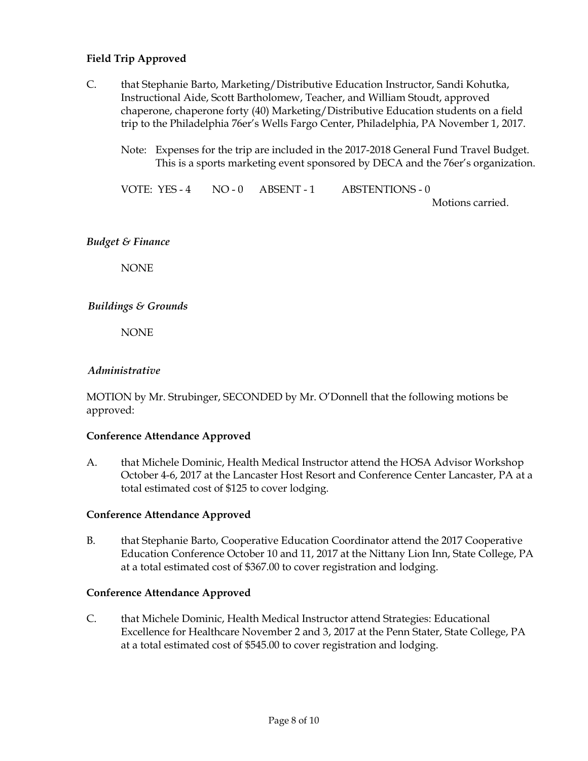**Field Trip Approved**

C. that Stephanie Barto, Marketing/Distributive Education Instructor, Sandi Kohutka, Instructional Aide, Scott Bartholomew, Teacher, and William Stoudt, approved chaperone, chaperone forty (40) Marketing/Distributive Education students on a field trip to the Philadelphia 76er's Wells Fargo Center, Philadelphia, PA November 1, 2017.

Note: Expenses for the trip are included in the 2017-2018 General Fund Travel Budget. This is a sports marketing event sponsored by DECA and the 76er's organization.

VOTE: YES - 4 NO - 0 ABSENT - 1 ABSTENTIONS - 0

Motions carried.

*Budget & Finance*

NONE

*Buildings & Grounds*

NONE

*Administrative*

MOTION by Mr. Strubinger, SECONDED by Mr. O'Donnell that the following motions be approved:

**Conference Attendance Approved**

A. that Michele Dominic, Health Medical Instructor attend the HOSA Advisor Workshop October 4-6, 2017 at the Lancaster Host Resort and Conference Center Lancaster, PA at a total estimated cost of $125 to cover lodging.

**Conference Attendance Approved**

B. that Stephanie Barto, Cooperative Education Coordinator attend the 2017 Cooperative Education Conference October 10 and 11, 2017 at the Nittany Lion Inn, State College, PA at a total estimated cost of $367.00 to cover registration and lodging.

**Conference Attendance Approved**

C. that Michele Dominic, Health Medical Instructor attend Strategies: Educational Excellence for Healthcare November 2 and 3, 2017 at the Penn Stater, State College, PA at a total estimated cost of $545.00 to cover registration and lodging.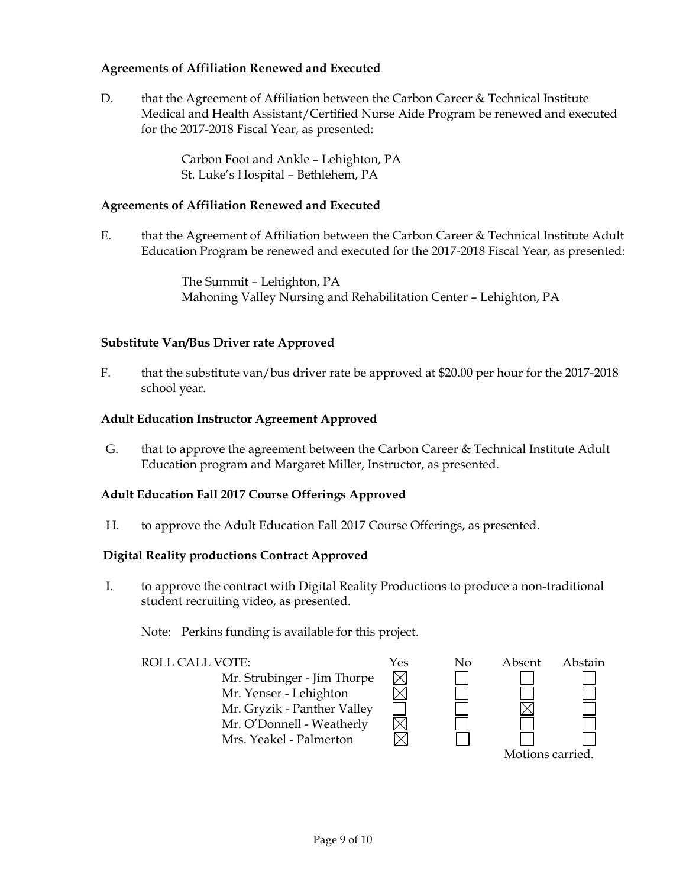**Agreements of Affiliation Renewed and Executed**

D. that the Agreement of Affiliation between the Carbon Career & Technical Institute Medical and Health Assistant/Certified Nurse Aide Program be renewed and executed for the 2017-2018 Fiscal Year, as presented:

Carbon Foot and Ankle – Lehighton, PA
St. Luke's Hospital – Bethlehem, PA

**Agreements of Affiliation Renewed and Executed**

E. that the Agreement of Affiliation between the Carbon Career & Technical Institute Adult Education Program be renewed and executed for the 2017-2018 Fiscal Year, as presented:

The Summit – Lehighton, PA
Mahoning Valley Nursing and Rehabilitation Center – Lehighton, PA

**Substitute Van/Bus Driver rate Approved**

F. that the substitute van/bus driver rate be approved at $20.00 per hour for the 2017-2018 school year.

**Adult Education Instructor Agreement Approved**

G. that to approve the agreement between the Carbon Career & Technical Institute Adult Education program and Margaret Miller, Instructor, as presented.

**Adult Education Fall 2017 Course Offerings Approved**

H. to approve the Adult Education Fall 2017 Course Offerings, as presented.

**Digital Reality productions Contract Approved**

I. to approve the contract with Digital Reality Productions to produce a non-traditional student recruiting video, as presented.

Note: Perkins funding is available for this project.

| ROLL CALL VOTE: | Yes | No | Absent | Abstain |
|---|---|---|---|---|
| Mr. Strubinger - Jim Thorpe | ☒ | ☐ | ☐ | ☐ |
| Mr. Yenser - Lehighton | ☒ | ☐ | ☐ | ☐ |
| Mr. Gryzik - Panther Valley | ☐ | ☐ | ☒ | ☐ |
| Mr. O'Donnell - Weatherly | ☒ | ☐ | ☐ | ☐ |
| Mrs. Yeakel - Palmerton | ☒ | ☐ | ☐ | ☐ |

Motions carried.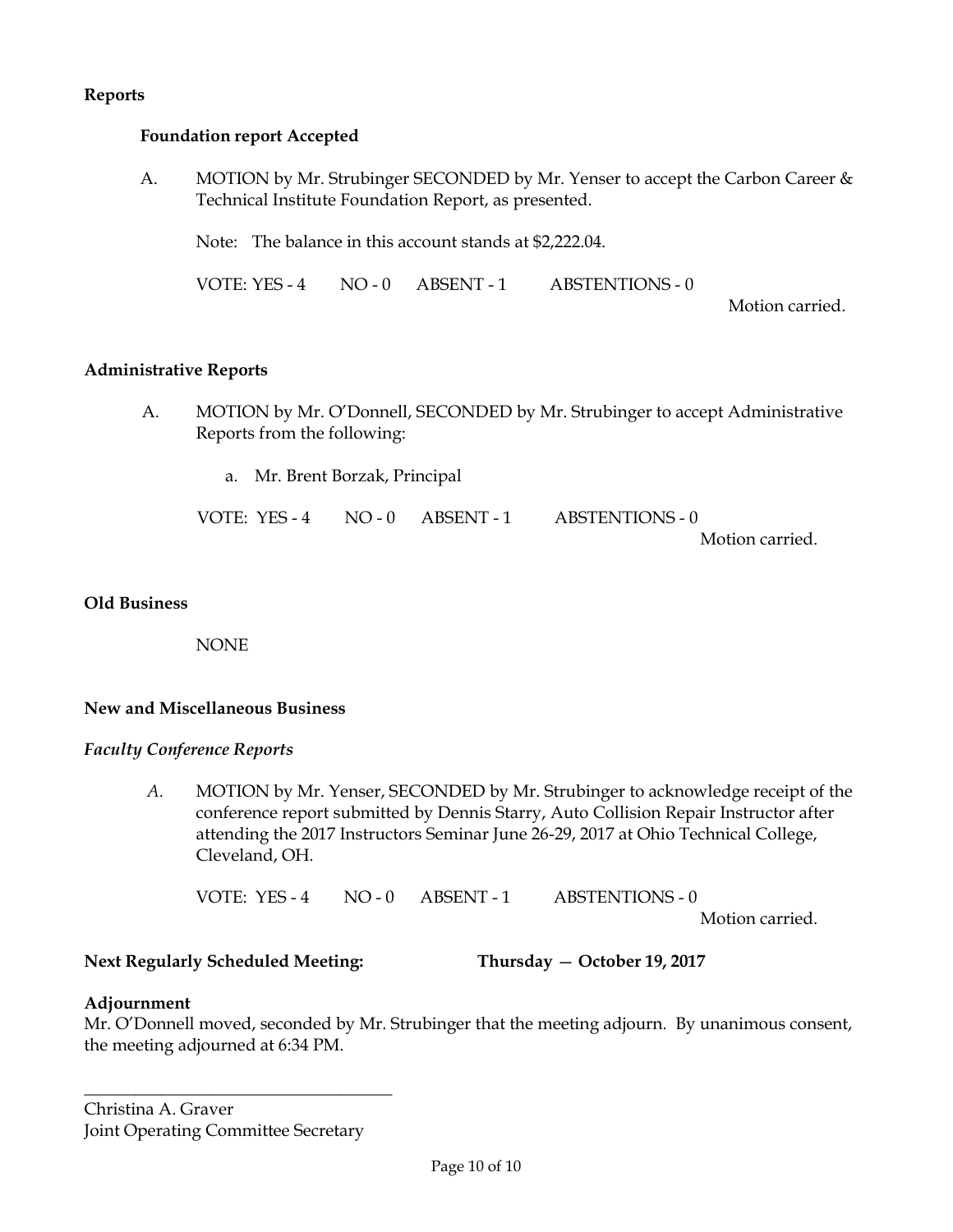**Reports**

**Foundation report Accepted**

A. MOTION by Mr. Strubinger SECONDED by Mr. Yenser to accept the Carbon Career & Technical Institute Foundation Report, as presented.

Note: The balance in this account stands at $2,222.04.

VOTE: YES - 4 NO - 0 ABSENT - 1 ABSTENTIONS - 0

Motion carried.

**Administrative Reports**

A. MOTION by Mr. O'Donnell, SECONDED by Mr. Strubinger to accept Administrative Reports from the following:

a. Mr. Brent Borzak, Principal

VOTE: YES - 4 NO - 0 ABSENT - 1 ABSTENTIONS - 0

Motion carried.

**Old Business**

NONE

**New and Miscellaneous Business**

***Faculty Conference Reports***

*A.* MOTION by Mr. Yenser, SECONDED by Mr. Strubinger to acknowledge receipt of the conference report submitted by Dennis Starry, Auto Collision Repair Instructor after attending the 2017 Instructors Seminar June 26-29, 2017 at Ohio Technical College, Cleveland, OH.

VOTE: YES - 4 NO - 0 ABSENT - 1 ABSTENTIONS - 0

Motion carried.

**Next Regularly Scheduled Meeting: Thursday — October 19, 2017**

**Adjournment**

Mr. O'Donnell moved, seconded by Mr. Strubinger that the meeting adjourn. By unanimous consent, the meeting adjourned at 6:34 PM.

\_\_\_\_\_\_\_\_\_\_\_\_\_\_\_\_\_\_\_\_\_\_\_\_\_\_\_\_\_\_\_\_\_\_\_\_

Christina A. Graver

Joint Operating Committee Secretary